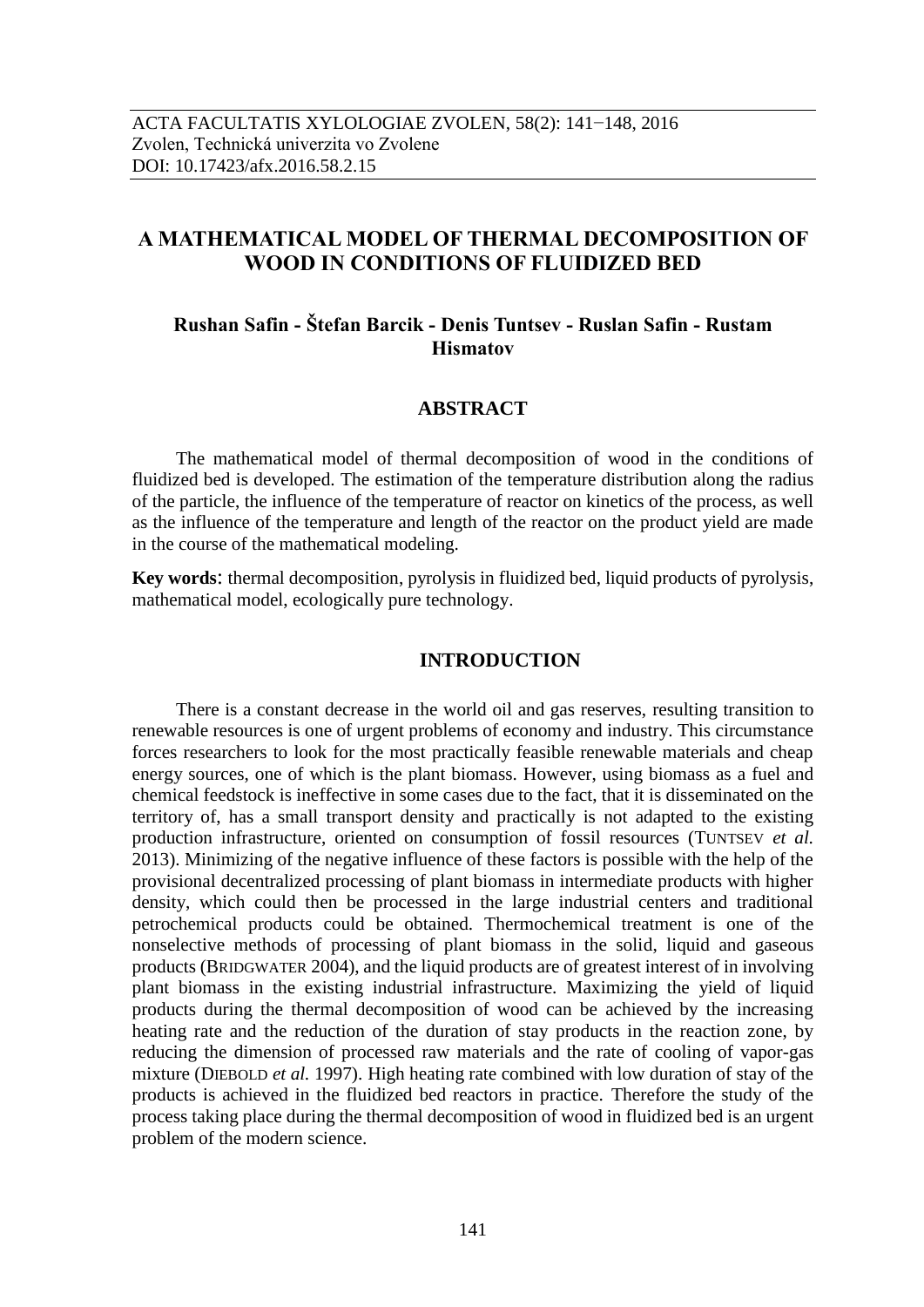# A MATHEMATICAL MODEL OF THERMAL DECOMPOSITION OF WOOD IN CONDITIONS OF FLUIDIZED BED

**Rushan Safin - Štefan Barcik - Denis Tuntsev - Ruslan Safin - Rustam Hismatov**

## ABSTRACT

The mathematical model of thermal decomposition of wood in the conditions of fluidized bed is developed. The estimation of the temperature distribution along the radius of the particle, the influence of the temperature of reactor on kinetics of the process, as well as the influence of the temperature and length of the reactor on the product yield are made in the course of the mathematical modeling.

**Key words**: thermal decomposition, pyrolysis in fluidized bed, liquid products of pyrolysis, mathematical model, ecologically pure technology.

## INTRODUCTION

There is a constant decrease in the world oil and gas reserves, resulting transition to renewable resources is one of urgent problems of economy and industry. This circumstance forces researchers to look for the most practically feasible renewable materials and cheap energy sources, one of which is the plant biomass. However, using biomass as a fuel and chemical feedstock is ineffective in some cases due to the fact, that it is disseminated on the territory of, has a small transport density and practically is not adapted to the existing production infrastructure, oriented on consumption of fossil resources (TUNTSEV *et al.* 2013). Minimizing of the negative influence of these factors is possible with the help of the provisional decentralized processing of plant biomass in intermediate products with higher density, which could then be processed in the large industrial centers and traditional petrochemical products could be obtained. Thermochemical treatment is one of the nonselective methods of processing of plant biomass in the solid, liquid and gaseous products (BRIDGWATER 2004), and the liquid products are of greatest interest of in involving plant biomass in the existing industrial infrastructure. Maximizing the yield of liquid products during the thermal decomposition of wood can be achieved by the increasing heating rate and the reduction of the duration of stay products in the reaction zone, by reducing the dimension of processed raw materials and the rate of cooling of vapor-gas mixture (DIEBOLD *et al.* 1997). High heating rate combined with low duration of stay of the products is achieved in the fluidized bed reactors in practice. Therefore the study of the process taking place during the thermal decomposition of wood in fluidized bed is an urgent problem of the modern science.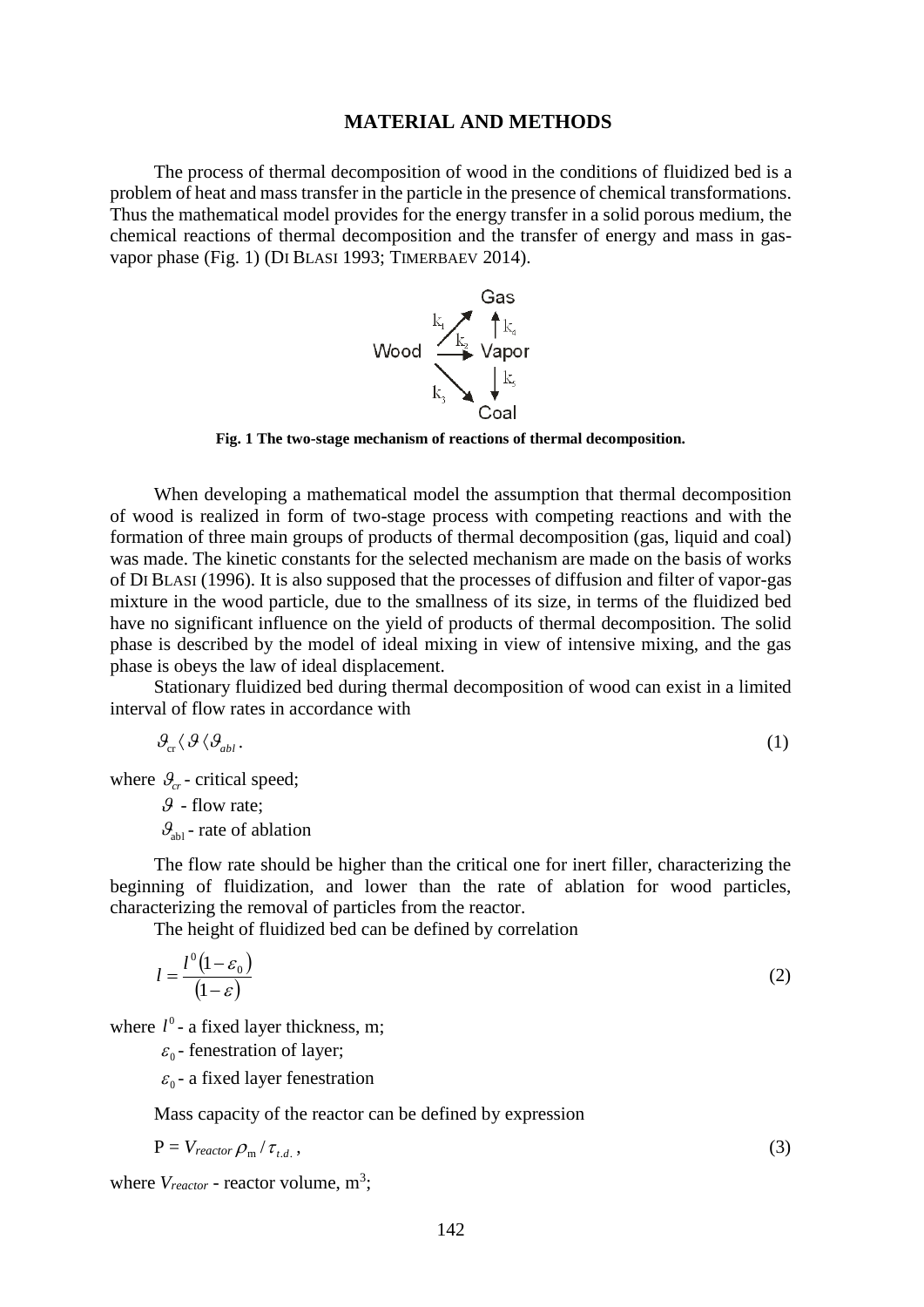## MATERIAL AND METHODS

The process of thermal decomposition of wood in the conditions of fluidized bed is a problem of heat and mass transfer in the particle in the presence of chemical transformations. Thus the mathematical model provides for the energy transfer in a solid porous medium, the chemical reactions of thermal decomposition and the transfer of energy and mass in gas-vapor phase (Fig. 1) (DI BLASI 1993; TIMERBAEV 2014).

**Fig. 1 The two-stage mechanism of reactions of thermal decomposition.**

When developing a mathematical model the assumption that thermal decomposition of wood is realized in form of two-stage process with competing reactions and with the formation of three main groups of products of thermal decomposition (gas, liquid and coal) was made. The kinetic constants for the selected mechanism are made on the basis of works of DI BLASI (1996). It is also supposed that the processes of diffusion and filter of vapor-gas mixture in the wood particle, due to the smallness of its size, in terms of the fluidized bed have no significant influence on the yield of products of thermal decomposition. The solid phase is described by the model of ideal mixing in view of intensive mixing, and the gas phase is obeys the law of ideal displacement.

Stationary fluidized bed during thermal decomposition of wood can exist in a limited interval of flow rates in accordance with

$$\vartheta_{cr} \langle \vartheta \langle \vartheta_{abl} . \tag{1}$$

where $\vartheta_{cr}$ - critical speed;

$\vartheta$ - flow rate;

$\vartheta_{abl}$ - rate of ablation

The flow rate should be higher than the critical one for inert filler, characterizing the beginning of fluidization, and lower than the rate of ablation for wood particles, characterizing the removal of particles from the reactor.

The height of fluidized bed can be defined by correlation

$$l = \frac{l^0 (1 - \varepsilon_0)}{(1 - \varepsilon)} \tag{2}$$

where $l^0$ - a fixed layer thickness, m;

$\varepsilon_0$ - fenestration of layer;

$\varepsilon_0$ - a fixed layer fenestration

Mass capacity of the reactor can be defined by expression

$$P = V_{reactor} \rho_m / \tau_{t.d.} , \tag{3}$$

where $V_{reactor}$ - reactor volume, m$^3$;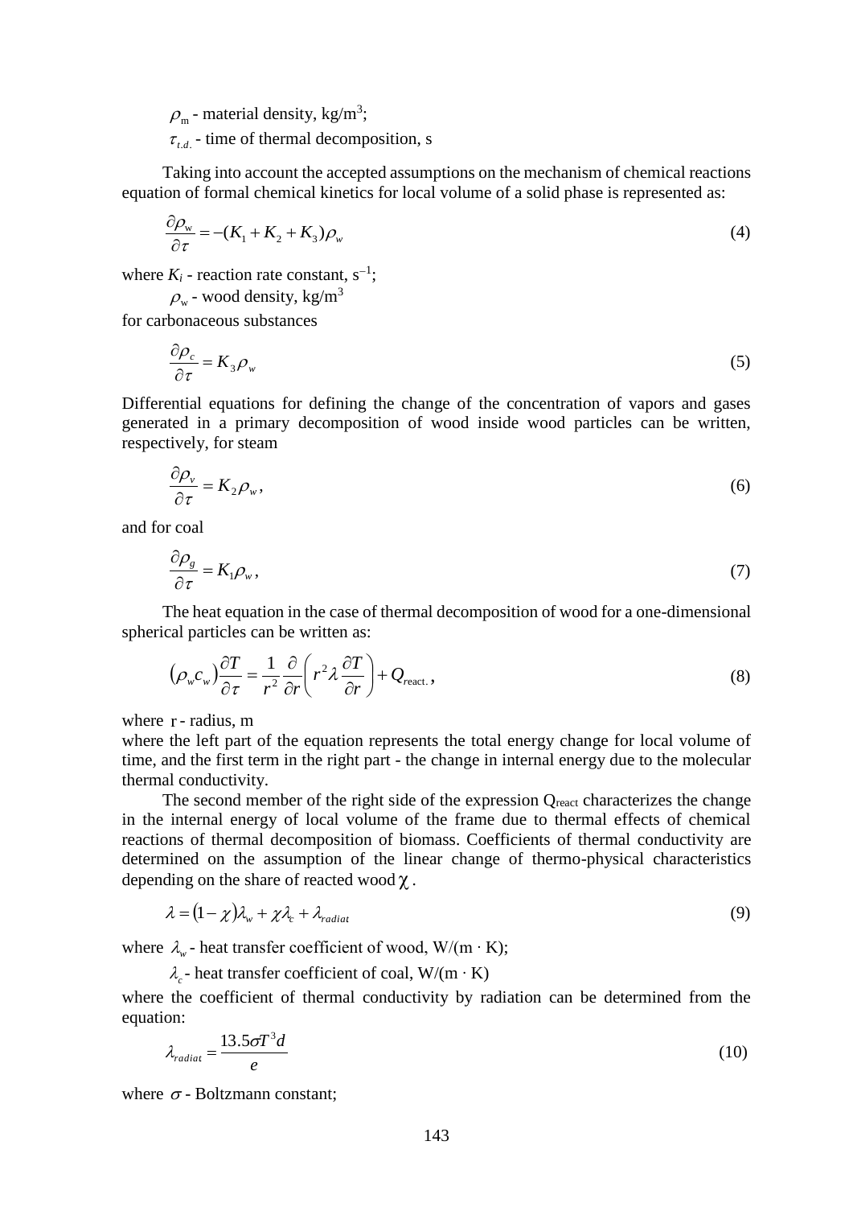$\rho_m$ - material density, kg/m$^3$;

$\tau_{t.d.}$ - time of thermal decomposition, s

Taking into account the accepted assumptions on the mechanism of chemical reactions equation of formal chemical kinetics for local volume of a solid phase is represented as:

$$\frac{\partial \rho_w}{\partial \tau} = -(K_1 + K_2 + K_3)\rho_w \tag{4}$$

where $K_i$ - reaction rate constant, s$^{-1}$;

$\rho_w$ - wood density, kg/m$^3$

for carbonaceous substances

$$\frac{\partial \rho_c}{\partial \tau} = K_3 \rho_w \tag{5}$$

Differential equations for defining the change of the concentration of vapors and gases generated in a primary decomposition of wood inside wood particles can be written, respectively, for steam

$$\frac{\partial \rho_v}{\partial \tau} = K_2 \rho_w, \tag{6}$$

and for coal

$$\frac{\partial \rho_g}{\partial \tau} = K_1 \rho_w, \tag{7}$$

The heat equation in the case of thermal decomposition of wood for a one-dimensional spherical particles can be written as:

$$(\rho_w c_w)\frac{\partial T}{\partial \tau} = \frac{1}{r^2}\frac{\partial}{\partial r}\left(r^2 \lambda \frac{\partial T}{\partial r}\right) + Q_{\text{react.}}, \tag{8}$$

where r - radius, m

where the left part of the equation represents the total energy change for local volume of time, and the first term in the right part - the change in internal energy due to the molecular thermal conductivity.

The second member of the right side of the expression $Q_{\text{react}}$ characterizes the change in the internal energy of local volume of the frame due to thermal effects of chemical reactions of thermal decomposition of biomass. Coefficients of thermal conductivity are determined on the assumption of the linear change of thermo-physical characteristics depending on the share of reacted wood $\chi$.

$$\lambda = (1-\chi)\lambda_w + \chi\lambda_c + \lambda_{radiat} \tag{9}$$

where $\lambda_w$ - heat transfer coefficient of wood, W/(m · K);

$\lambda_c$ - heat transfer coefficient of coal, W/(m · K)

where the coefficient of thermal conductivity by radiation can be determined from the equation:

$$\lambda_{radiat} = \frac{13.5\sigma T^3 d}{e} \tag{10}$$

where $\sigma$ - Boltzmann constant;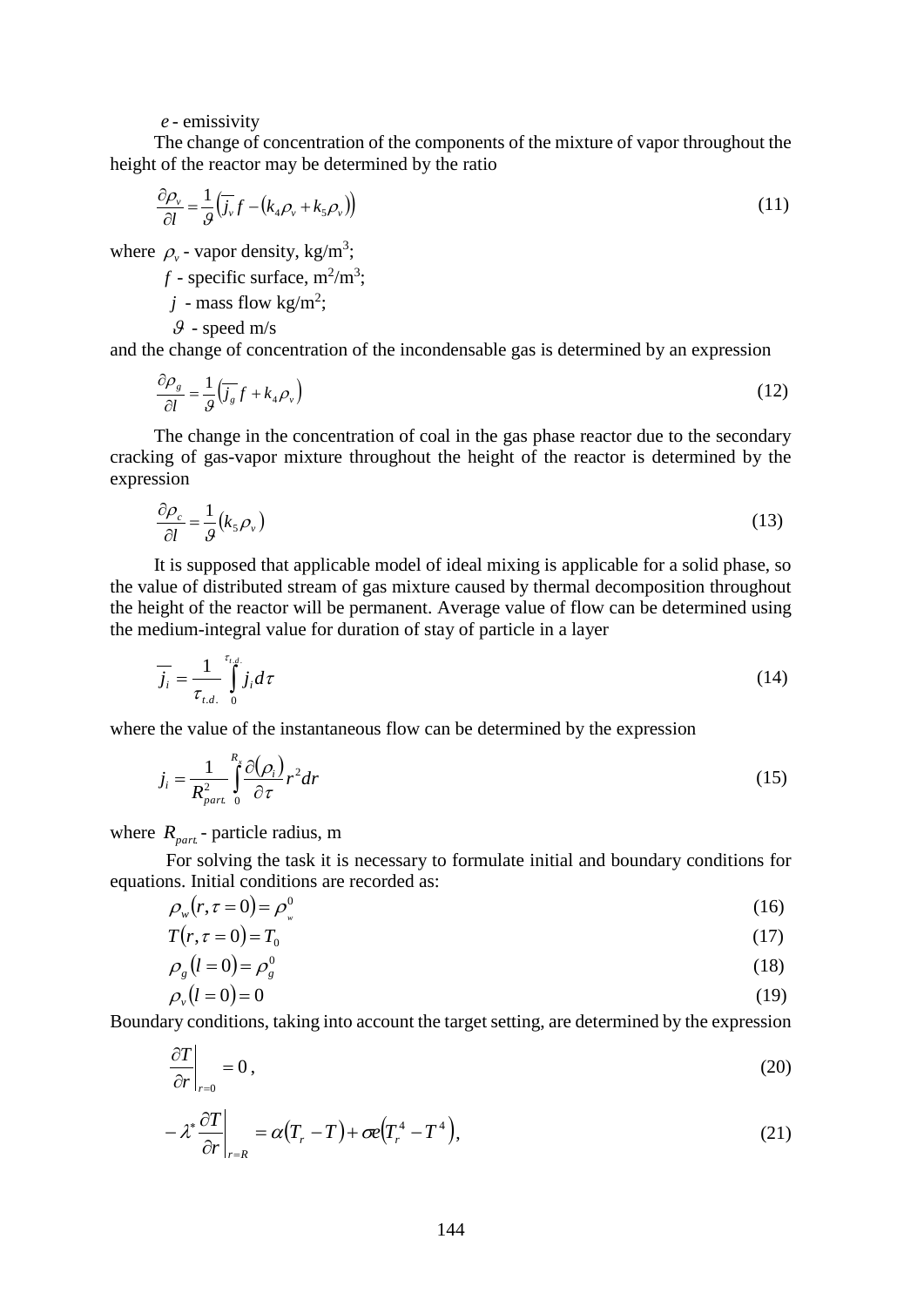$e$ - emissivity

The change of concentration of the components of the mixture of vapor throughout the height of the reactor may be determined by the ratio

$$\frac{\partial \rho_v}{\partial l} = \frac{1}{\vartheta}\left(\overline{j_v} f - \left(k_4 \rho_v + k_5 \rho_v\right)\right) \tag{11}$$

where $\rho_v$ - vapor density, kg/m$^3$;

$f$ - specific surface, m$^2$/m$^3$;

$j$ - mass flow kg/m$^2$;

$\vartheta$ - speed m/s

and the change of concentration of the incondensable gas is determined by an expression

$$\frac{\partial \rho_g}{\partial l} = \frac{1}{\vartheta}\left(\overline{j_g} f + k_4 \rho_v\right) \tag{12}$$

The change in the concentration of coal in the gas phase reactor due to the secondary cracking of gas-vapor mixture throughout the height of the reactor is determined by the expression

$$\frac{\partial \rho_c}{\partial l} = \frac{1}{\vartheta}\left(k_5 \rho_v\right) \tag{13}$$

It is supposed that applicable model of ideal mixing is applicable for a solid phase, so the value of distributed stream of gas mixture caused by thermal decomposition throughout the height of the reactor will be permanent. Average value of flow can be determined using the medium-integral value for duration of stay of particle in a layer

$$\overline{j_i} = \frac{1}{\tau_{t.d.}} \int_0^{\tau_{t.d.}} j_i d\tau \tag{14}$$

where the value of the instantaneous flow can be determined by the expression

$$j_i = \frac{1}{R_{part.}^2} \int_0^{R_s} \frac{\partial(\rho_i)}{\partial \tau} r^2 dr \tag{15}$$

where $R_{part.}$ - particle radius, m

For solving the task it is necessary to formulate initial and boundary conditions for equations. Initial conditions are recorded as:

$$\rho_w(r, \tau = 0) = \rho_w^0 \tag{16}$$

$$T(r, \tau = 0) = T_0 \tag{17}$$

$$\rho_g(l = 0) = \rho_g^0 \tag{18}$$

$$\rho_v(l = 0) = 0 \tag{19}$$

Boundary conditions, taking into account the target setting, are determined by the expression

$$\left.\frac{\partial T}{\partial r}\right|_{r=0} = 0, \tag{20}$$

$$-\lambda^* \left.\frac{\partial T}{\partial r}\right|_{r=R} = \alpha\left(T_r - T\right) + \sigma e\left(T_r^4 - T^4\right), \tag{21}$$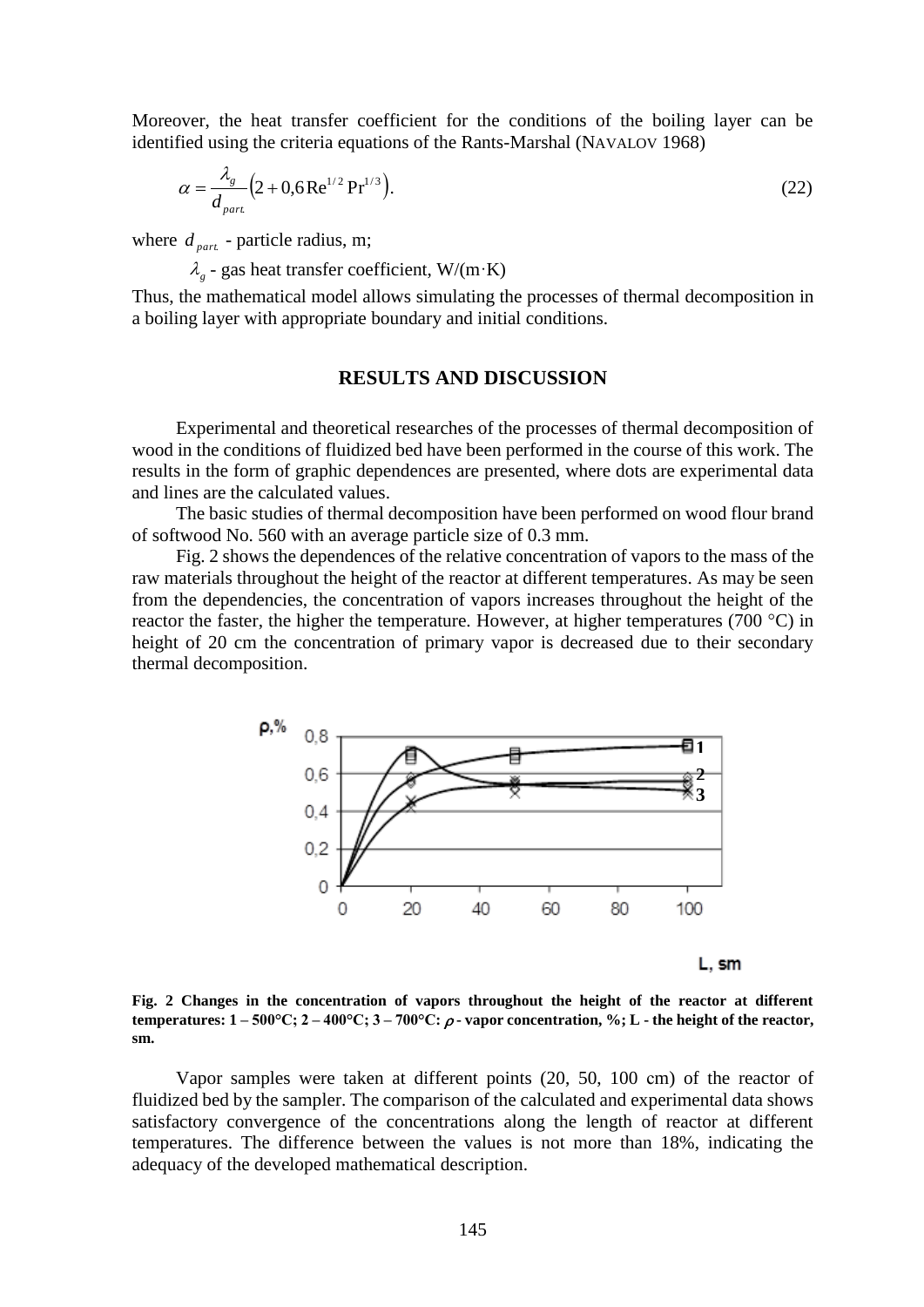Moreover, the heat transfer coefficient for the conditions of the boiling layer can be identified using the criteria equations of the Rants-Marshal (NAVALOV 1968)

$$\alpha = \frac{\lambda_g}{d_{part.}}\left(2 + 0{,}6\,\mathrm{Re}^{1/2}\,\mathrm{Pr}^{1/3}\right). \tag{22}$$

where $d_{part.}$ - particle radius, m;

$\lambda_g$ - gas heat transfer coefficient, W/(m·K)

Thus, the mathematical model allows simulating the processes of thermal decomposition in a boiling layer with appropriate boundary and initial conditions.

## RESULTS AND DISCUSSION

Experimental and theoretical researches of the processes of thermal decomposition of wood in the conditions of fluidized bed have been performed in the course of this work. The results in the form of graphic dependences are presented, where dots are experimental data and lines are the calculated values.

The basic studies of thermal decomposition have been performed on wood flour brand of softwood No. 560 with an average particle size of 0.3 mm.

Fig. 2 shows the dependences of the relative concentration of vapors to the mass of the raw materials throughout the height of the reactor at different temperatures. As may be seen from the dependencies, the concentration of vapors increases throughout the height of the reactor the faster, the higher the temperature. However, at higher temperatures (700 °C) in height of 20 cm the concentration of primary vapor is decreased due to their secondary thermal decomposition.

**Fig. 2 Changes in the concentration of vapors throughout the height of the reactor at different temperatures: 1 – 500°C; 2 – 400°C; 3 – 700°C: $\rho$ - vapor concentration, %; L - the height of the reactor, sm.**

Vapor samples were taken at different points (20, 50, 100 cm) of the reactor of fluidized bed by the sampler. The comparison of the calculated and experimental data shows satisfactory convergence of the concentrations along the length of reactor at different temperatures. The difference between the values is not more than 18%, indicating the adequacy of the developed mathematical description.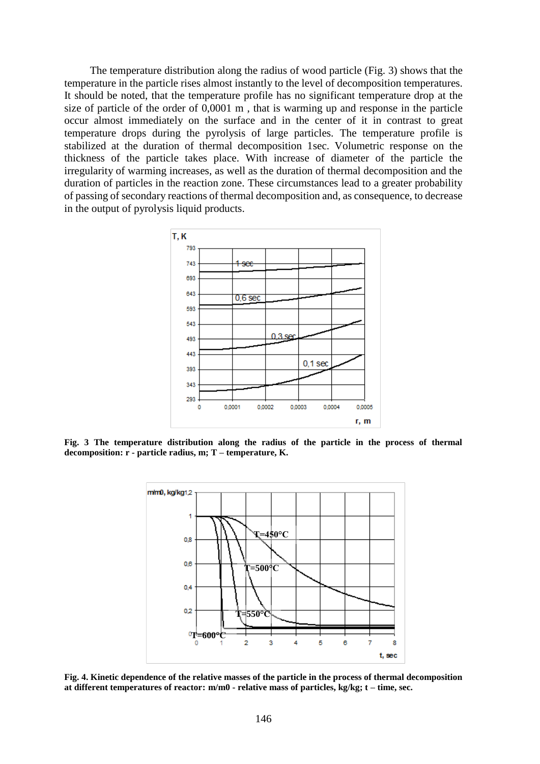The temperature distribution along the radius of wood particle (Fig. 3) shows that the temperature in the particle rises almost instantly to the level of decomposition temperatures. It should be noted, that the temperature profile has no significant temperature drop at the size of particle of the order of 0,0001 m , that is warming up and response in the particle occur almost immediately on the surface and in the center of it in contrast to great temperature drops during the pyrolysis of large particles. The temperature profile is stabilized at the duration of thermal decomposition 1sec. Volumetric response on the thickness of the particle takes place. With increase of diameter of the particle the irregularity of warming increases, as well as the duration of thermal decomposition and the duration of particles in the reaction zone. These circumstances lead to a greater probability of passing of secondary reactions of thermal decomposition and, as consequence, to decrease in the output of pyrolysis liquid products.

**Fig. 3 The temperature distribution along the radius of the particle in the process of thermal decomposition: r - particle radius, m; T – temperature, K.**

**Fig. 4. Kinetic dependence of the relative masses of the particle in the process of thermal decomposition at different temperatures of reactor: m/m0 - relative mass of particles, kg/kg; t – time, sec.**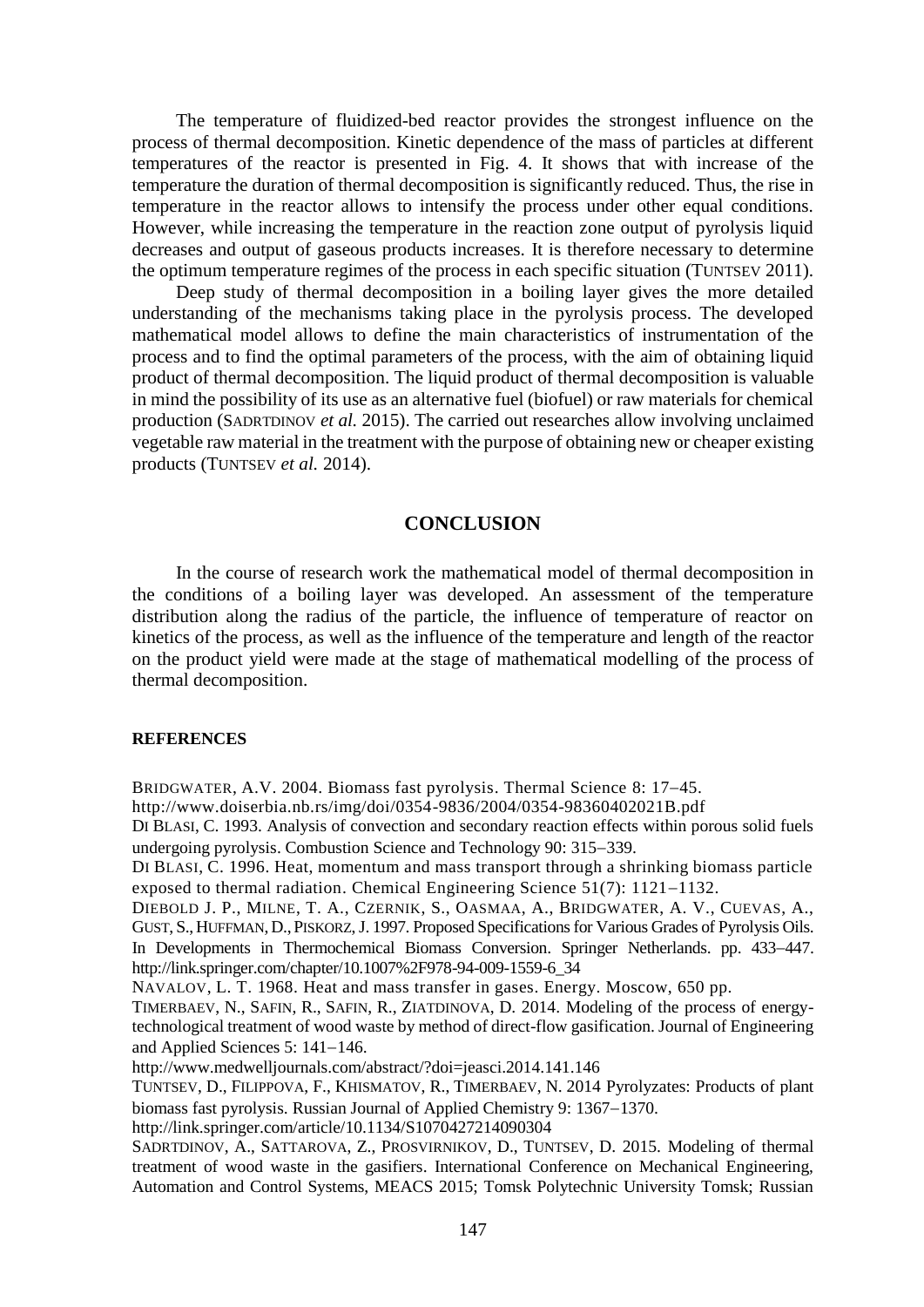The temperature of fluidized-bed reactor provides the strongest influence on the process of thermal decomposition. Kinetic dependence of the mass of particles at different temperatures of the reactor is presented in Fig. 4. It shows that with increase of the temperature the duration of thermal decomposition is significantly reduced. Thus, the rise in temperature in the reactor allows to intensify the process under other equal conditions. However, while increasing the temperature in the reaction zone output of pyrolysis liquid decreases and output of gaseous products increases. It is therefore necessary to determine the optimum temperature regimes of the process in each specific situation (TUNTSEV 2011).

Deep study of thermal decomposition in a boiling layer gives the more detailed understanding of the mechanisms taking place in the pyrolysis process. The developed mathematical model allows to define the main characteristics of instrumentation of the process and to find the optimal parameters of the process, with the aim of obtaining liquid product of thermal decomposition. The liquid product of thermal decomposition is valuable in mind the possibility of its use as an alternative fuel (biofuel) or raw materials for chemical production (SADRTDINOV *et al.* 2015). The carried out researches allow involving unclaimed vegetable raw material in the treatment with the purpose of obtaining new or cheaper existing products (TUNTSEV *et al.* 2014).

## CONCLUSION

In the course of research work the mathematical model of thermal decomposition in the conditions of a boiling layer was developed. An assessment of the temperature distribution along the radius of the particle, the influence of temperature of reactor on kinetics of the process, as well as the influence of the temperature and length of the reactor on the product yield were made at the stage of mathematical modelling of the process of thermal decomposition.

### REFERENCES

BRIDGWATER, A.V. 2004. Biomass fast pyrolysis. Thermal Science 8: 17–45. http://www.doiserbia.nb.rs/img/doi/0354-9836/2004/0354-98360402021B.pdf

DI BLASI, C. 1993. Analysis of convection and secondary reaction effects within porous solid fuels undergoing pyrolysis. Combustion Science and Technology 90: 315–339.

DI BLASI, C. 1996. Heat, momentum and mass transport through a shrinking biomass particle exposed to thermal radiation. Chemical Engineering Science 51(7): 1121–1132.

DIEBOLD J. P., MILNE, T. A., CZERNIK, S., OASMAA, A., BRIDGWATER, A. V., CUEVAS, A., GUST, S., HUFFMAN, D., PISKORZ, J. 1997. Proposed Specifications for Various Grades of Pyrolysis Oils. In Developments in Thermochemical Biomass Conversion. Springer Netherlands. pp. 433–447. http://link.springer.com/chapter/10.1007%2F978-94-009-1559-6_34

NAVALOV, L. T. 1968. Heat and mass transfer in gases. Energy. Moscow, 650 pp.

TIMERBAEV, N., SAFIN, R., SAFIN, R., ZIATDINOVA, D. 2014. Modeling of the process of energy-technological treatment of wood waste by method of direct-flow gasification. Journal of Engineering and Applied Sciences 5: 141–146. http://www.medwelljournals.com/abstract/?doi=jeasci.2014.141.146

TUNTSEV, D., FILIPPOVA, F., KHISMATOV, R., TIMERBAEV, N. 2014 Pyrolyzates: Products of plant biomass fast pyrolysis. Russian Journal of Applied Chemistry 9: 1367–1370. http://link.springer.com/article/10.1134/S1070427214090304

SADRTDINOV, A., SATTAROVA, Z., PROSVIRNIKOV, D., TUNTSEV, D. 2015. Modeling of thermal treatment of wood waste in the gasifiers. International Conference on Mechanical Engineering, Automation and Control Systems, MEACS 2015; Tomsk Polytechnic University Tomsk; Russian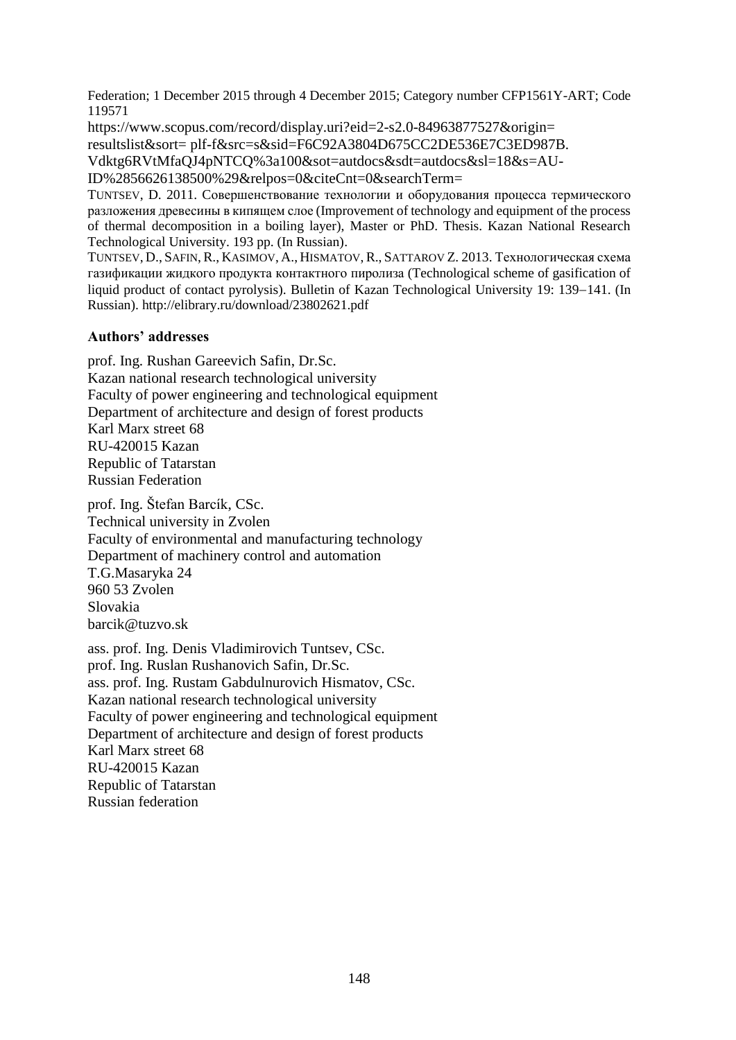Federation; 1 December 2015 through 4 December 2015; Category number CFP1561Y-ART; Code 119571

https://www.scopus.com/record/display.uri?eid=2-s2.0-84963877527&origin= resultslist&sort= plf-f&src=s&sid=F6C92A3804D675CC2DE536E7C3ED987B. Vdktg6RVtMfaQJ4pNTCQ%3a100&sot=autdocs&sdt=autdocs&sl=18&s=AU-ID%2856626138500%29&relpos=0&citeCnt=0&searchTerm=

TUNTSEV, D. 2011. Совершенствование технологии и оборудования процесса термического разложения древесины в кипящем слое (Improvement of technology and equipment of the process of thermal decomposition in a boiling layer), Master or PhD. Thesis. Kazan National Research Technological University. 193 pp. (In Russian).

TUNTSEV, D., SAFIN, R., KASIMOV, A., HISMATOV, R., SATTAROV Z. 2013. Технологическая схема газификации жидкого продукта контактного пиролиза (Technological scheme of gasification of liquid product of contact pyrolysis). Bulletin of Kazan Technological University 19: 139−141. (In Russian). http://elibrary.ru/download/23802621.pdf

### Authors' addresses

prof. Ing. Rushan Gareevich Safin, Dr.Sc.
Kazan national research technological university
Faculty of power engineering and technological equipment
Department of architecture and design of forest products
Karl Marx street 68
RU-420015 Kazan
Republic of Tatarstan
Russian Federation

prof. Ing. Štefan Barcík, CSc.
Technical university in Zvolen
Faculty of environmental and manufacturing technology
Department of machinery control and automation
T.G.Masaryka 24
960 53 Zvolen
Slovakia
barcik@tuzvo.sk

ass. prof. Ing. Denis Vladimirovich Tuntsev, CSc.
prof. Ing. Ruslan Rushanovich Safin, Dr.Sc.
ass. prof. Ing. Rustam Gabdulnurovich Hismatov, CSc.
Kazan national research technological university
Faculty of power engineering and technological equipment
Department of architecture and design of forest products
Karl Marx street 68
RU-420015 Kazan
Republic of Tatarstan
Russian federation